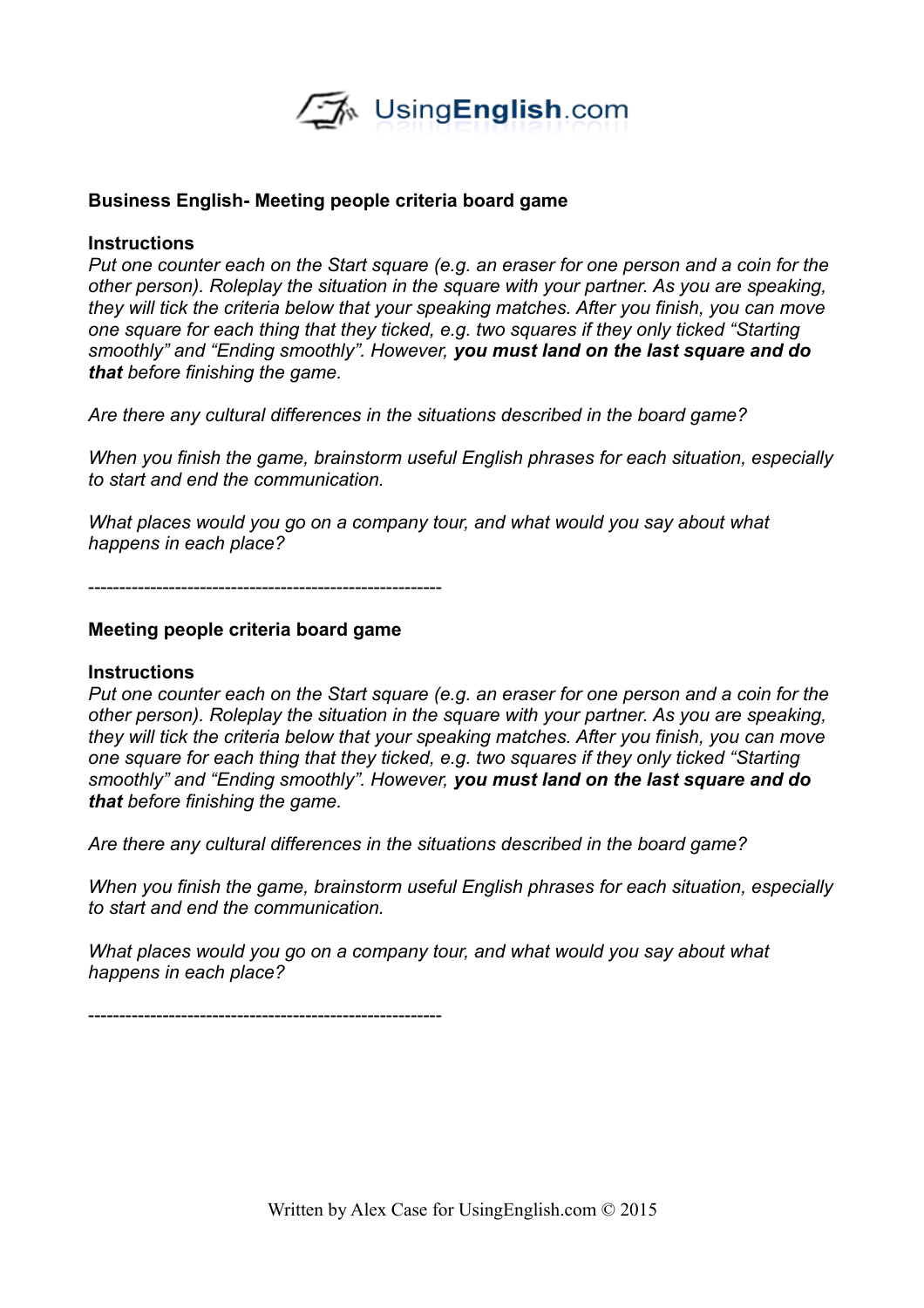**Business English- Meeting people criteria board game**

**Instructions**

*Put one counter each on the Start square (e.g. an eraser for one person and a coin for the other person). Roleplay the situation in the square with your partner. As you are speaking, they will tick the criteria below that your speaking matches. After you finish, you can move one square for each thing that they ticked, e.g. two squares if they only ticked "Starting smoothly" and "Ending smoothly". However,* ***you must land on the last square and do that*** *before finishing the game.*

*Are there any cultural differences in the situations described in the board game?*

*When you finish the game, brainstorm useful English phrases for each situation, especially to start and end the communication.*

*What places would you go on a company tour, and what would you say about what happens in each place?*

---------------------------------------------------------

**Meeting people criteria board game**

**Instructions**

*Put one counter each on the Start square (e.g. an eraser for one person and a coin for the other person). Roleplay the situation in the square with your partner. As you are speaking, they will tick the criteria below that your speaking matches. After you finish, you can move one square for each thing that they ticked, e.g. two squares if they only ticked "Starting smoothly" and "Ending smoothly". However,* ***you must land on the last square and do that*** *before finishing the game.*

*Are there any cultural differences in the situations described in the board game?*

*When you finish the game, brainstorm useful English phrases for each situation, especially to start and end the communication.*

*What places would you go on a company tour, and what would you say about what happens in each place?*

---------------------------------------------------------

Written by Alex Case for UsingEnglish.com © 2015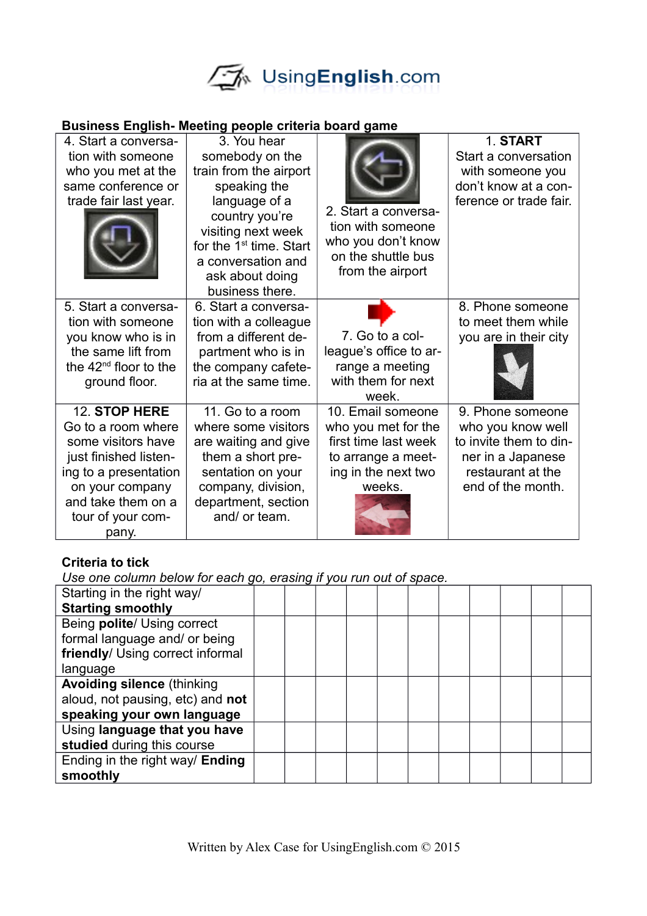UsingEnglish.com

**Business English- Meeting people criteria board game**

| | | | |
|---|---|---|---|
| 4. Start a conversation with someone who you met at the same conference or trade fair last year. | 3. You hear somebody on the train from the airport speaking the language of a country you're visiting next week for the 1st time. Start a conversation and ask about doing business there. | 2. Start a conversation with someone who you don't know on the shuttle bus from the airport | 1. **START** Start a conversation with someone you don't know at a conference or trade fair. |
| 5. Start a conversation with someone you know who is in the same lift from the 42nd floor to the ground floor. | 6. Start a conversation with a colleague from a different department who is in the company cafeteria at the same time. | 7. Go to a colleague's office to arrange a meeting with them for next week. | 8. Phone someone to meet them while you are in their city |
| 12. **STOP HERE** Go to a room where some visitors have just finished listening to a presentation on your company and take them on a tour of your company. | 11. Go to a room where some visitors are waiting and give them a short presentation on your company, division, department, section and/ or team. | 10. Email someone who you met for the first time last week to arrange a meeting in the next two weeks. | 9. Phone someone who you know well to invite them to dinner in a Japanese restaurant at the end of the month. |

**Criteria to tick**

*Use one column below for each go, erasing if you run out of space.*

| | | | | | | | | | | | |
|---|---|---|---|---|---|---|---|---|---|---|---|
| Starting in the right way/ **Starting smoothly** | | | | | | | | | | | |
| Being **polite**/ Using correct formal language and/ or being **friendly**/ Using correct informal language | | | | | | | | | | | |
| **Avoiding silence** (thinking aloud, not pausing, etc) and **not speaking your own language** | | | | | | | | | | | |
| Using **language that you have studied** during this course | | | | | | | | | | | |
| Ending in the right way/ **Ending smoothly** | | | | | | | | | | | |

Written by Alex Case for UsingEnglish.com © 2015